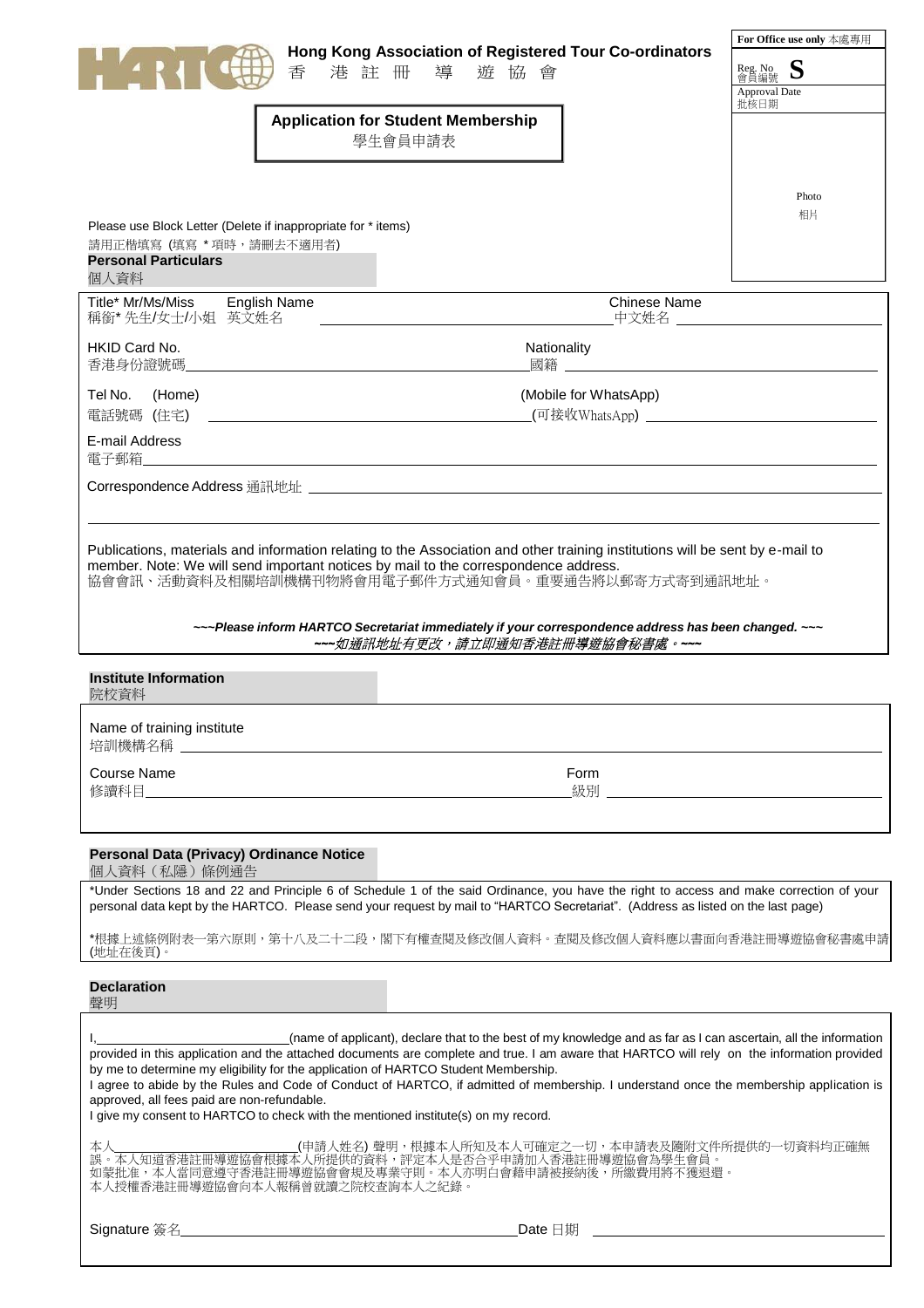**Hong Kong Association of Registered Tour Co-ordinators**
香 港 註 冊 導 遊 協 會

| For Office use only 本處專用 |
|---|
| Reg. No 會員編號 S |
| Approval Date 批核日期 |

# Application for Student Membership
學生會員申請表

Photo
相片

Please use Block Letter (Delete if inappropriate for * items)
請用正楷填寫 (填寫 * 項時，請刪去不適用者)

## Personal Particulars
個人資料

Title* Mr/Ms/Miss 稱銜* 先生/女士/小姐　English Name 英文姓名 ______________________ Chinese Name 中文姓名 ______________________

HKID Card No. 香港身份證號碼 ______________________ Nationality 國籍 ______________________

Tel No. (Home) 電話號碼 (住宅) ______________________ (Mobile for WhatsApp) (可接收WhatsApp) ______________________

E-mail Address 電子郵箱 ______________________

Correspondence Address 通訊地址 ______________________

______________________

Publications, materials and information relating to the Association and other training institutions will be sent by e-mail to member. Note: We will send important notices by mail to the correspondence address.
協會會訊、活動資料及相關培訓機構刊物將會用電子郵件方式通知會員。重要通告將以郵寄方式寄到通訊地址。

***~~~Please inform HARTCO Secretariat immediately if your correspondence address has been changed. ~~~***
***~~~如通訊地址有更改，請立即通知香港註冊導遊協會秘書處。~~~***

## Institute Information
院校資料

Name of training institute 培訓機構名稱 ______________________

Course Name 修讀科目 ______________________ Form 級別 ______________________

## Personal Data (Privacy) Ordinance Notice
個人資料（私隱）條例通告

*Under Sections 18 and 22 and Principle 6 of Schedule 1 of the said Ordinance, you have the right to access and make correction of your personal data kept by the HARTCO. Please send your request by mail to "HARTCO Secretariat". (Address as listed on the last page)

*根據上述條例附表一第六原則，第十八及二十二段，閣下有權查閱及修改個人資料。查閱及修改個人資料應以書面向香港註冊導遊協會秘書處申請(地址在後頁)。

## Declaration
聲明

I, ______________________ (name of applicant), declare that to the best of my knowledge and as far as I can ascertain, all the information provided in this application and the attached documents are complete and true. I am aware that HARTCO will rely on the information provided by me to determine my eligibility for the application of HARTCO Student Membership.
I agree to abide by the Rules and Code of Conduct of HARTCO, if admitted of membership. I understand once the membership application is approved, all fees paid are non-refundable.
I give my consent to HARTCO to check with the mentioned institute(s) on my record.

本人______________________(申請人姓名) 聲明，根據本人所知及本人可確定之一切，本申請表及隨附文件所提供的一切資料均正確無誤。本人知道香港註冊導遊協會根據本人所提供的資料，評定本人是否合乎申請加入香港註冊導遊協會為學生會員。
如蒙批准，本人當同意遵守香港註冊導遊協會會規及專業守則。本人亦明白會籍申請被接納後，所繳費用將不獲退還。
本人授權香港註冊導遊協會向本人報稱曾就讀之院校查詢本人之紀錄。

Signature 簽名 ______________________ Date 日期 ______________________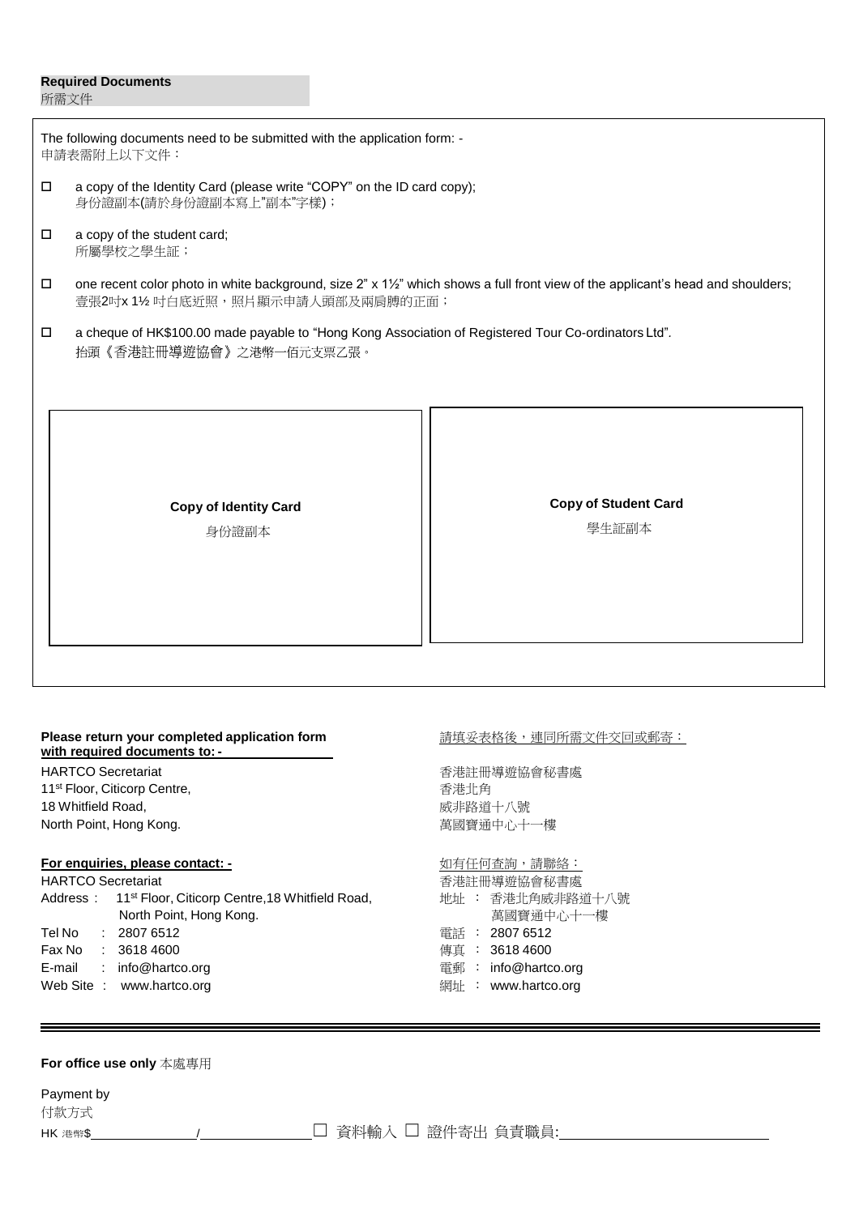**Required Documents**
所需文件

The following documents need to be submitted with the application form: -
申請表需附上以下文件：

- ☐ a copy of the Identity Card (please write “COPY” on the ID card copy);
  身份證副本(請於身份證副本寫上”副本”字樣)；
- ☐ a copy of the student card;
  所屬學校之學生証；
- ☐ one recent color photo in white background, size 2” x 1½” which shows a full front view of the applicant’s head and shoulders;
  壹張2吋x 1½ 吋白底近照，照片顯示申請人頭部及兩肩膊的正面；
- ☐ a cheque of HK$100.00 made payable to “Hong Kong Association of Registered Tour Co-ordinators Ltd”.
  抬頭《香港註冊導遊協會》之港幣一佰元支票乙張。

| Copy of Identity Card<br>身份證副本 | Copy of Student Card<br>學生証副本 |
|---|---|

**Please return your completed application form with required documents to: -**

HARTCO Secretariat
11st Floor, Citicorp Centre,
18 Whitfield Road,
North Point, Hong Kong.

請填妥表格後，連同所需文件交回或郵寄：

香港註冊導遊協會秘書處
香港北角
威非路道十八號
萬國寶通中心十一樓

**For enquiries, please contact: -**

HARTCO Secretariat
Address : 11st Floor, Citicorp Centre,18 Whitfield Road, North Point, Hong Kong.
Tel No : 2807 6512
Fax No : 3618 4600
E-mail : info@hartco.org
Web Site : www.hartco.org

如有任何查詢，請聯絡：
香港註冊導遊協會秘書處
地址 ： 香港北角威非路道十八號 萬國寶通中心十一樓
電話 ： 2807 6512
傳真 ： 3618 4600
電郵 ： info@hartco.org
網址 ： www.hartco.org

---

**For office use only** 本處專用

Payment by
付款方式
HK 港幣$\_\_\_\_\_\_\_\_\_\_\_\_\_\_/\_\_\_\_\_\_\_\_\_\_\_\_\_\_ ☐ 資料輸入 ☐ 證件寄出 負責職員:\_\_\_\_\_\_\_\_\_\_\_\_\_\_\_\_\_\_\_\_\_\_\_\_